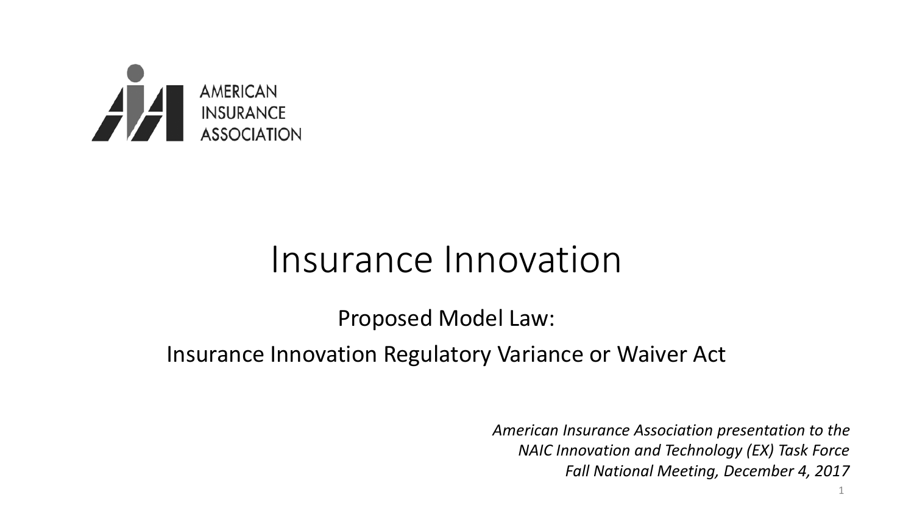AMERICAN INSURANCE ASSOCIATION

# Insurance Innovation

## Proposed Model Law:

## Insurance Innovation Regulatory Variance or Waiver Act

*American Insurance Association presentation to the NAIC Innovation and Technology (EX) Task Force Fall National Meeting, December 4, 2017*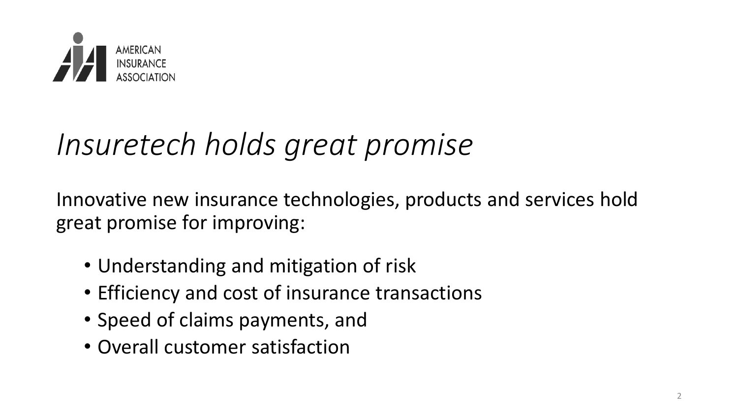AMERICAN
INSURANCE
ASSOCIATION

# *Insuretech holds great promise*

Innovative new insurance technologies, products and services hold great promise for improving:

- Understanding and mitigation of risk
- Efficiency and cost of insurance transactions
- Speed of claims payments, and
- Overall customer satisfaction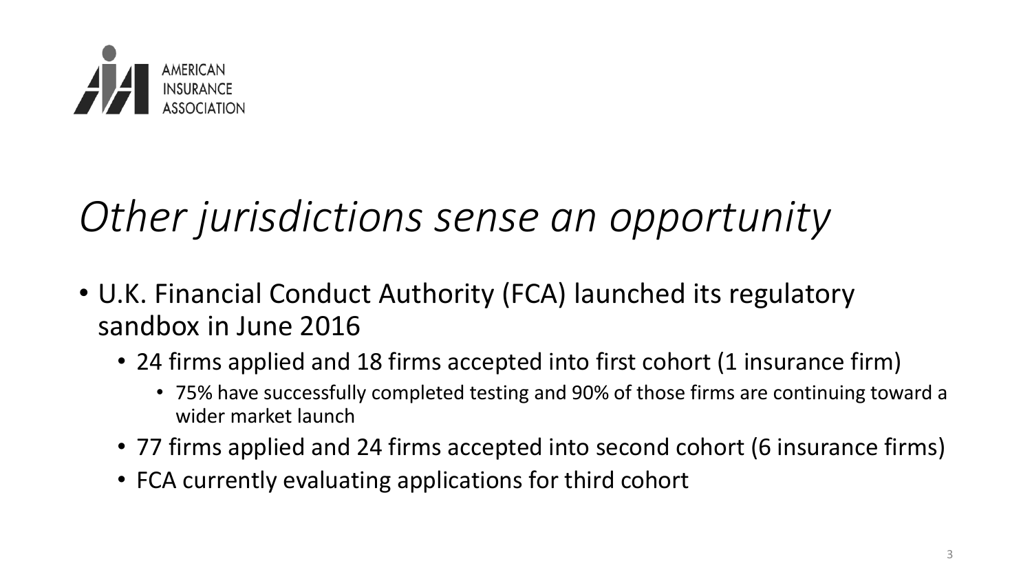# *Other jurisdictions sense an opportunity*

- U.K. Financial Conduct Authority (FCA) launched its regulatory sandbox in June 2016
  - 24 firms applied and 18 firms accepted into first cohort (1 insurance firm)
    - 75% have successfully completed testing and 90% of those firms are continuing toward a wider market launch
  - 77 firms applied and 24 firms accepted into second cohort (6 insurance firms)
  - FCA currently evaluating applications for third cohort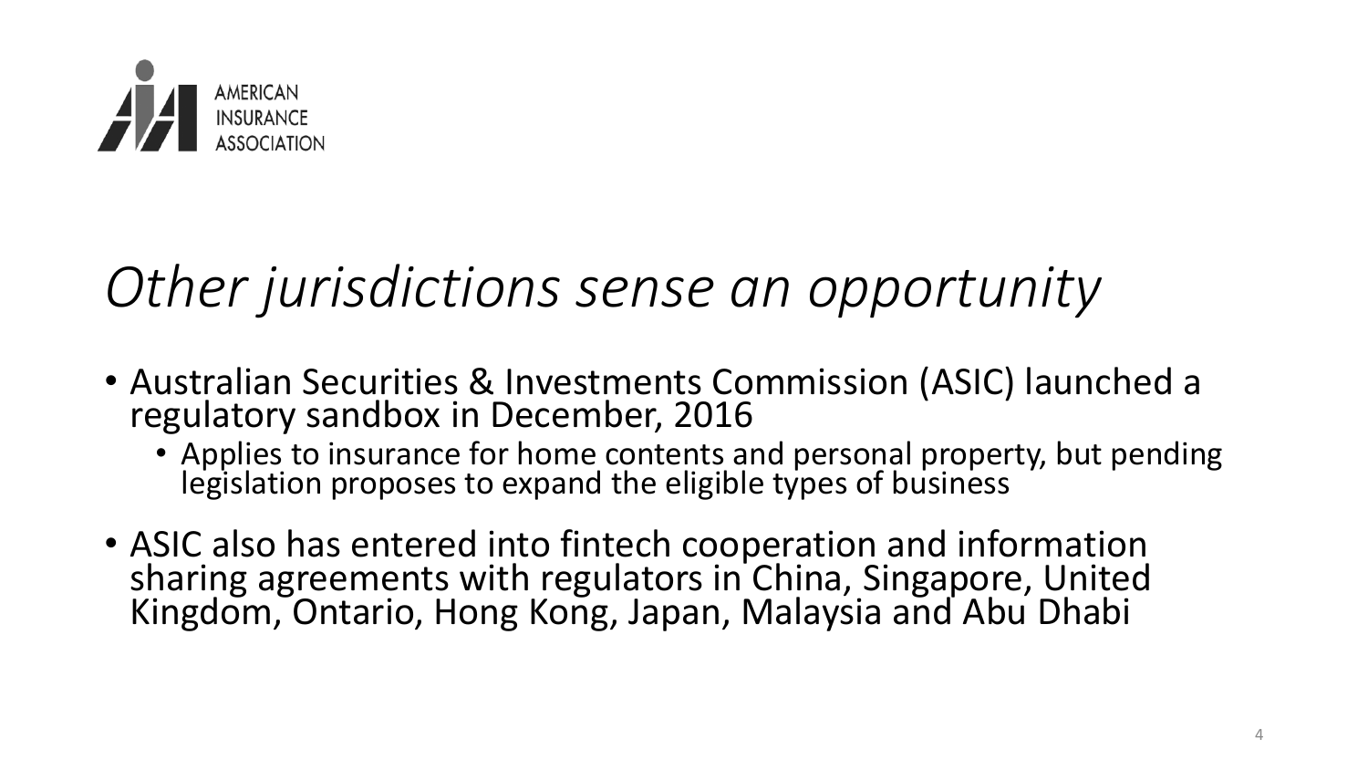# *Other jurisdictions sense an opportunity*

- Australian Securities & Investments Commission (ASIC) launched a regulatory sandbox in December, 2016
  - Applies to insurance for home contents and personal property, but pending legislation proposes to expand the eligible types of business
- ASIC also has entered into fintech cooperation and information sharing agreements with regulators in China, Singapore, United Kingdom, Ontario, Hong Kong, Japan, Malaysia and Abu Dhabi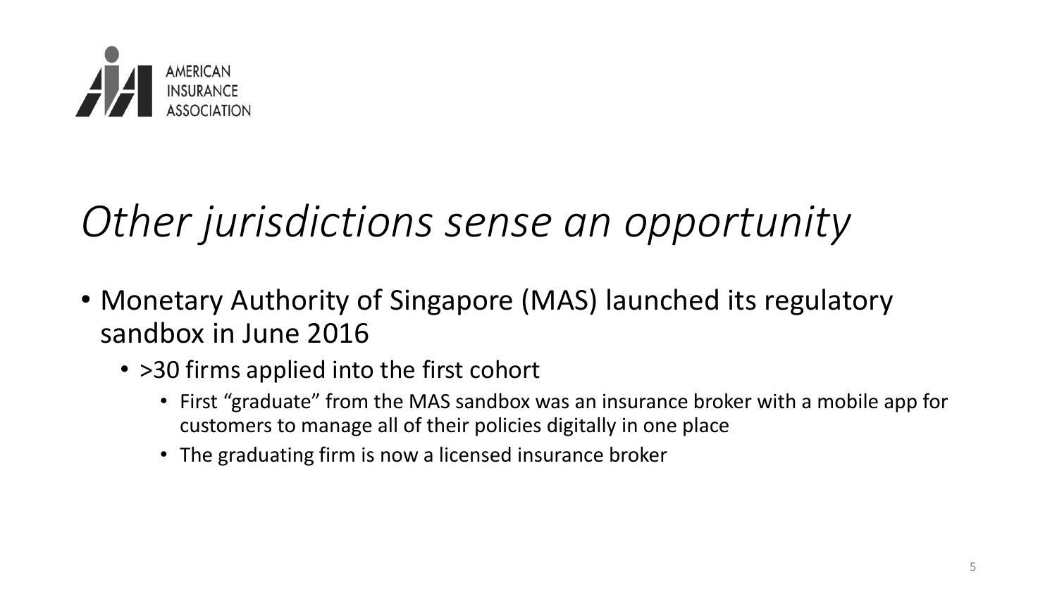# *Other jurisdictions sense an opportunity*

- Monetary Authority of Singapore (MAS) launched its regulatory sandbox in June 2016
  - >30 firms applied into the first cohort
    - First “graduate” from the MAS sandbox was an insurance broker with a mobile app for customers to manage all of their policies digitally in one place
    - The graduating firm is now a licensed insurance broker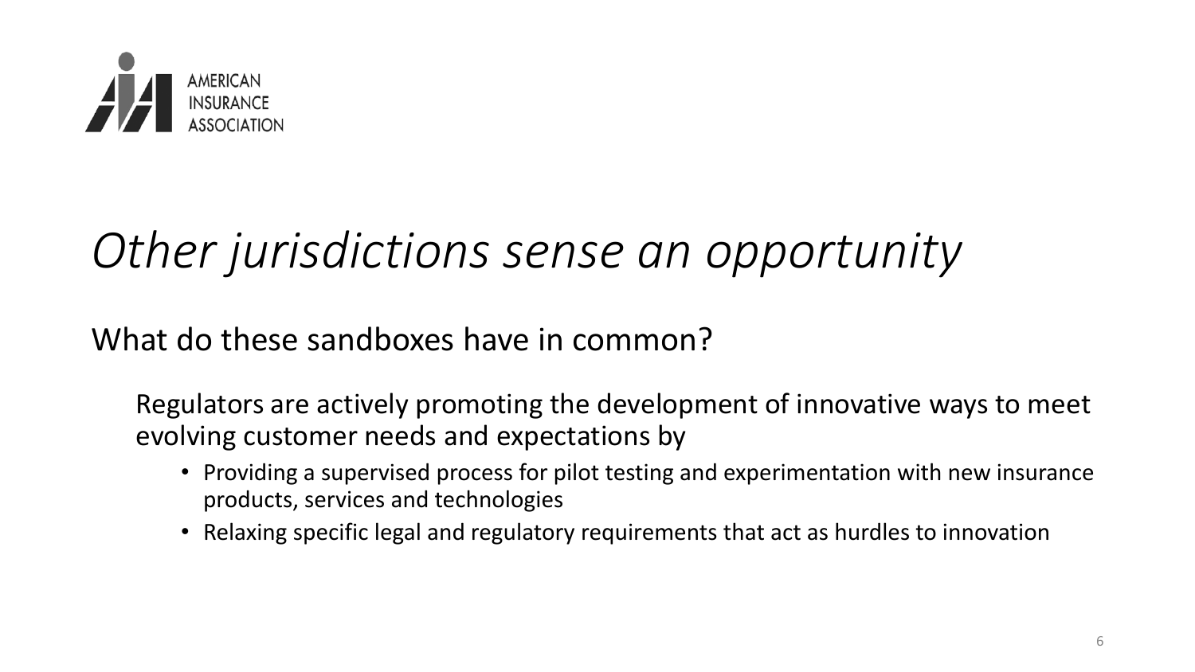# *Other jurisdictions sense an opportunity*

What do these sandboxes have in common?

Regulators are actively promoting the development of innovative ways to meet evolving customer needs and expectations by

- Providing a supervised process for pilot testing and experimentation with new insurance products, services and technologies
- Relaxing specific legal and regulatory requirements that act as hurdles to innovation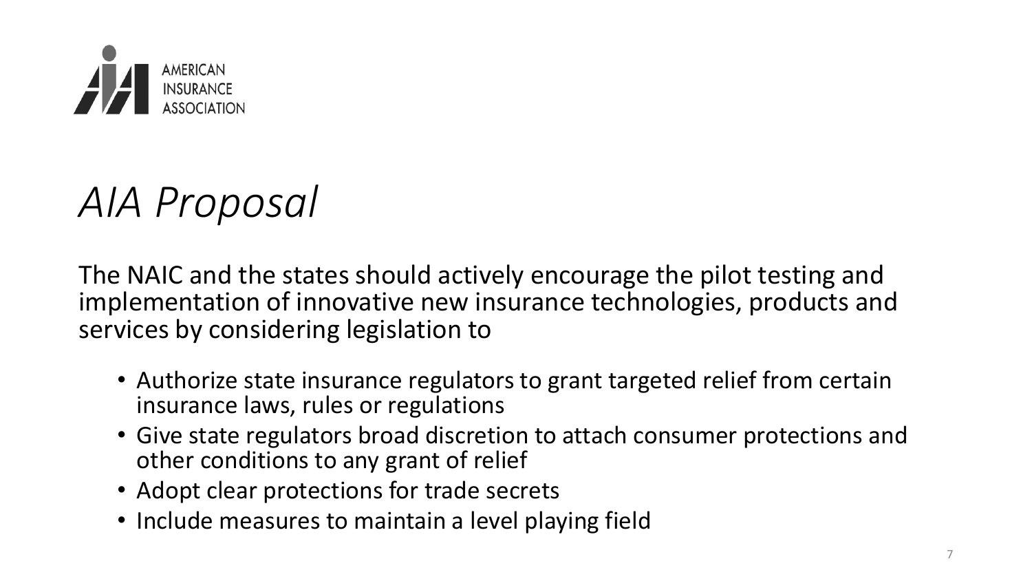AMERICAN INSURANCE ASSOCIATION

# *AIA Proposal*

The NAIC and the states should actively encourage the pilot testing and implementation of innovative new insurance technologies, products and services by considering legislation to

- Authorize state insurance regulators to grant targeted relief from certain insurance laws, rules or regulations
- Give state regulators broad discretion to attach consumer protections and other conditions to any grant of relief
- Adopt clear protections for trade secrets
- Include measures to maintain a level playing field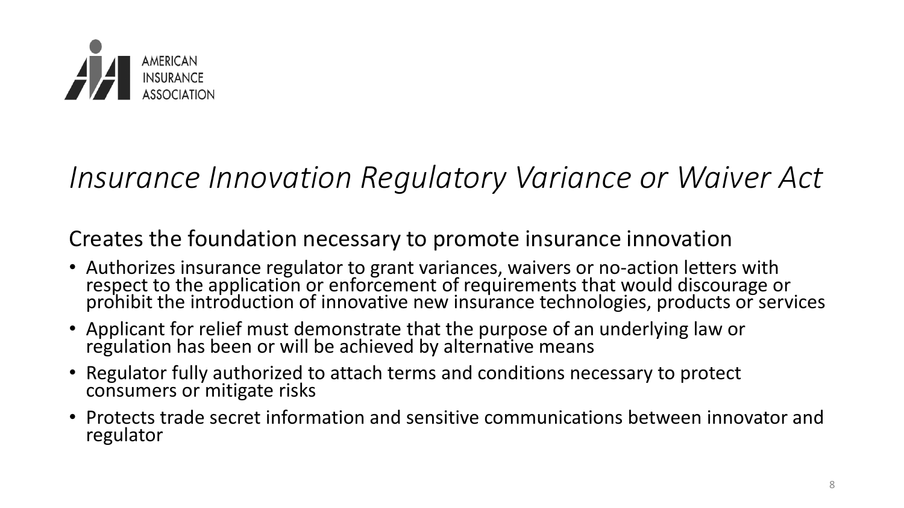AMERICAN INSURANCE ASSOCIATION

# *Insurance Innovation Regulatory Variance or Waiver Act*

Creates the foundation necessary to promote insurance innovation

- Authorizes insurance regulator to grant variances, waivers or no-action letters with respect to the application or enforcement of requirements that would discourage or prohibit the introduction of innovative new insurance technologies, products or services
- Applicant for relief must demonstrate that the purpose of an underlying law or regulation has been or will be achieved by alternative means
- Regulator fully authorized to attach terms and conditions necessary to protect consumers or mitigate risks
- Protects trade secret information and sensitive communications between innovator and regulator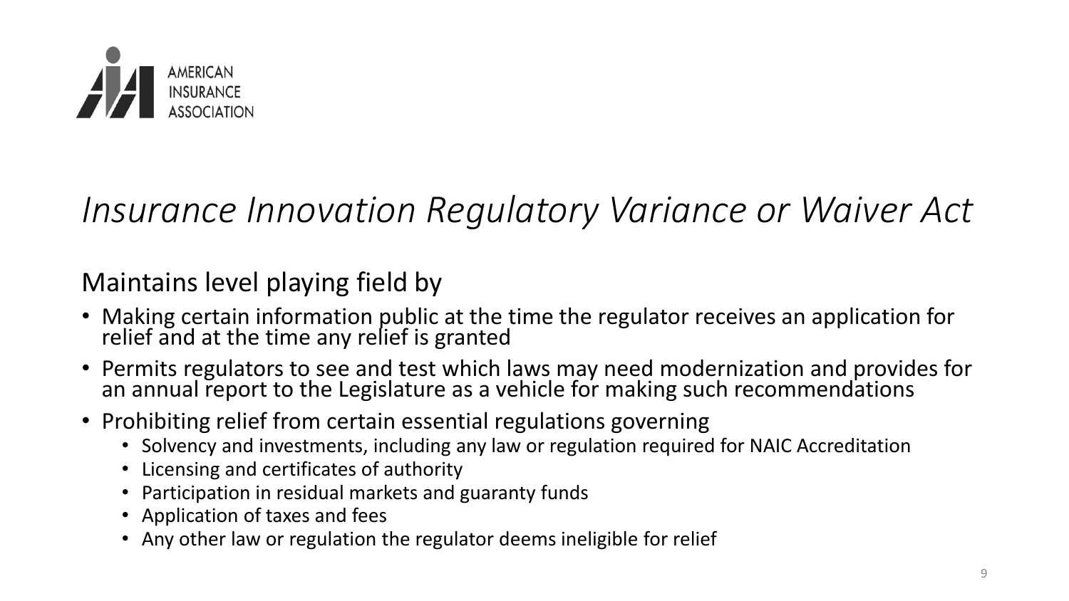AMERICAN INSURANCE ASSOCIATION

# *Insurance Innovation Regulatory Variance or Waiver Act*

Maintains level playing field by

- Making certain information public at the time the regulator receives an application for relief and at the time any relief is granted
- Permits regulators to see and test which laws may need modernization and provides for an annual report to the Legislature as a vehicle for making such recommendations
- Prohibiting relief from certain essential regulations governing
  - Solvency and investments, including any law or regulation required for NAIC Accreditation
  - Licensing and certificates of authority
  - Participation in residual markets and guaranty funds
  - Application of taxes and fees
  - Any other law or regulation the regulator deems ineligible for relief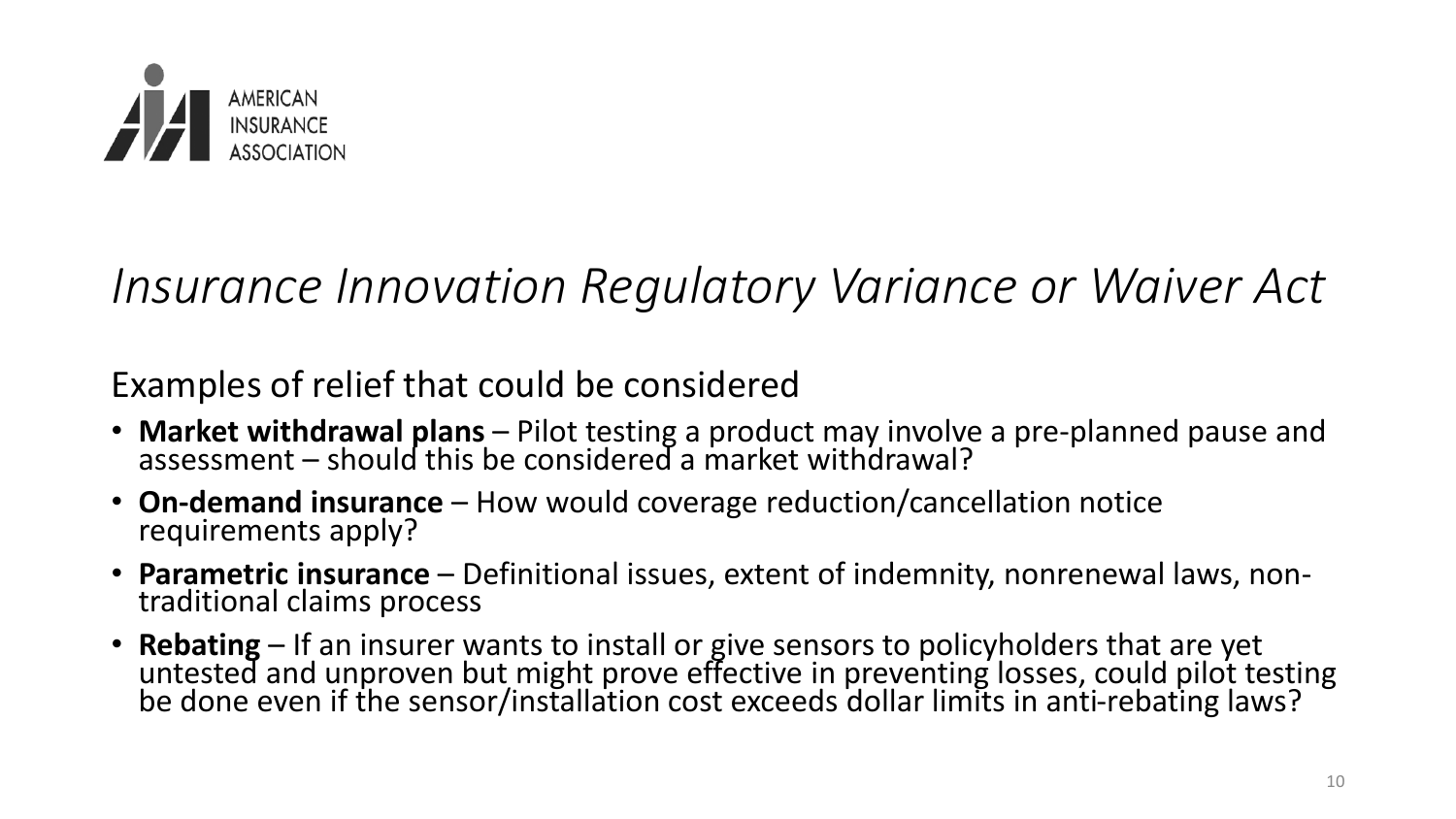AMERICAN INSURANCE ASSOCIATION

# *Insurance Innovation Regulatory Variance or Waiver Act*

Examples of relief that could be considered

- **Market withdrawal plans** – Pilot testing a product may involve a pre-planned pause and assessment – should this be considered a market withdrawal?
- **On-demand insurance** – How would coverage reduction/cancellation notice requirements apply?
- **Parametric insurance** – Definitional issues, extent of indemnity, nonrenewal laws, non-traditional claims process
- **Rebating** – If an insurer wants to install or give sensors to policyholders that are yet untested and unproven but might prove effective in preventing losses, could pilot testing be done even if the sensor/installation cost exceeds dollar limits in anti-rebating laws?